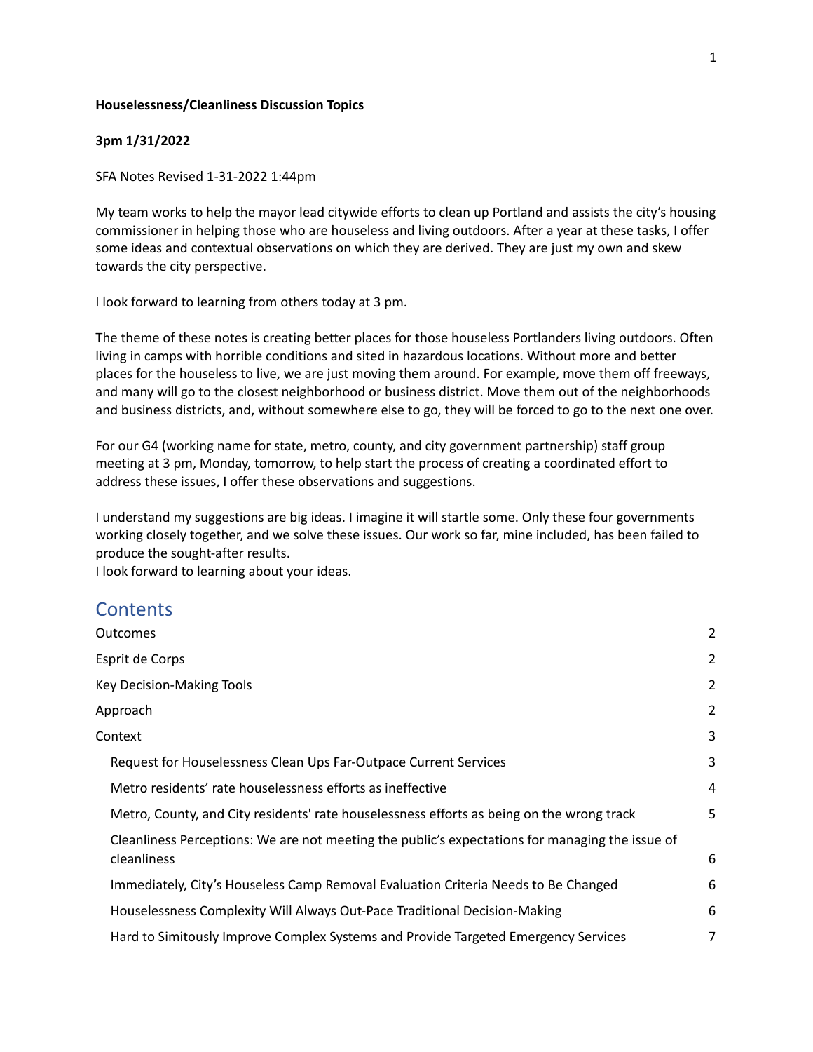**Houselessness/Cleanliness Discussion Topics**

**3pm 1/31/2022**

SFA Notes Revised 1-31-2022 1:44pm

My team works to help the mayor lead citywide efforts to clean up Portland and assists the city's housing commissioner in helping those who are houseless and living outdoors. After a year at these tasks, I offer some ideas and contextual observations on which they are derived. They are just my own and skew towards the city perspective.

I look forward to learning from others today at 3 pm.

The theme of these notes is creating better places for those houseless Portlanders living outdoors. Often living in camps with horrible conditions and sited in hazardous locations. Without more and better places for the houseless to live, we are just moving them around. For example, move them off freeways, and many will go to the closest neighborhood or business district. Move them out of the neighborhoods and business districts, and, without somewhere else to go, they will be forced to go to the next one over.

For our G4 (working name for state, metro, county, and city government partnership) staff group meeting at 3 pm, Monday, tomorrow, to help start the process of creating a coordinated effort to address these issues, I offer these observations and suggestions.

I understand my suggestions are big ideas. I imagine it will startle some. Only these four governments working closely together, and we solve these issues. Our work so far, mine included, has been failed to produce the sought-after results.
I look forward to learning about your ideas.

## Contents

| | |
|---|---|
| Outcomes | 2 |
| Esprit de Corps | 2 |
| Key Decision-Making Tools | 2 |
| Approach | 2 |
| Context | 3 |
| Request for Houselessness Clean Ups Far-Outpace Current Services | 3 |
| Metro residents' rate houselessness efforts as ineffective | 4 |
| Metro, County, and City residents' rate houselessness efforts as being on the wrong track | 5 |
| Cleanliness Perceptions: We are not meeting the public's expectations for managing the issue of cleanliness | 6 |
| Immediately, City's Houseless Camp Removal Evaluation Criteria Needs to Be Changed | 6 |
| Houselessness Complexity Will Always Out-Pace Traditional Decision-Making | 6 |
| Hard to Simitously Improve Complex Systems and Provide Targeted Emergency Services | 7 |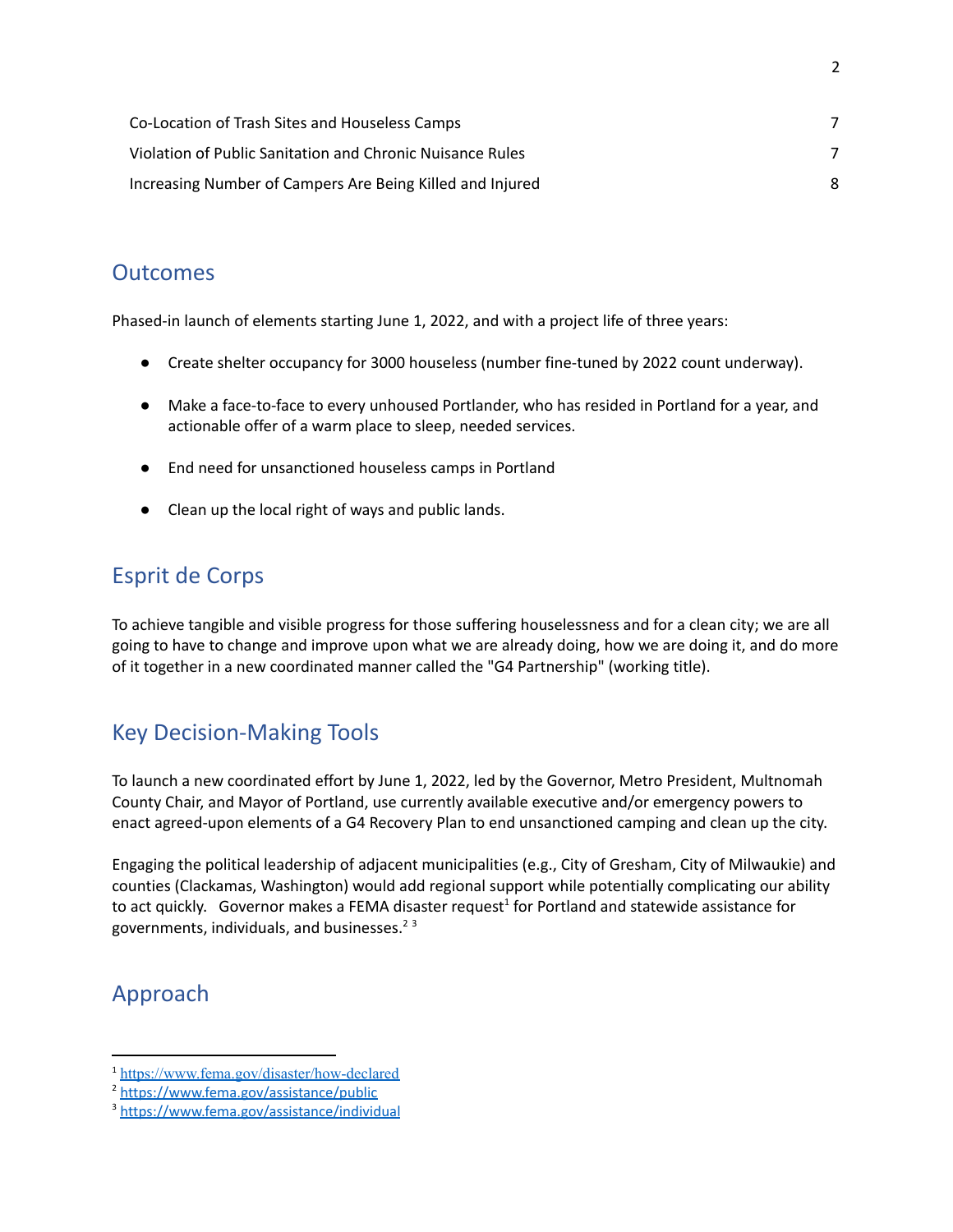| | |
|---|---|
| Co-Location of Trash Sites and Houseless Camps | 7 |
| Violation of Public Sanitation and Chronic Nuisance Rules | 7 |
| Increasing Number of Campers Are Being Killed and Injured | 8 |

## Outcomes

Phased-in launch of elements starting June 1, 2022, and with a project life of three years:

- Create shelter occupancy for 3000 houseless (number fine-tuned by 2022 count underway).
- Make a face-to-face to every unhoused Portlander, who has resided in Portland for a year, and actionable offer of a warm place to sleep, needed services.
- End need for unsanctioned houseless camps in Portland
- Clean up the local right of ways and public lands.

## Esprit de Corps

To achieve tangible and visible progress for those suffering houselessness and for a clean city; we are all going to have to change and improve upon what we are already doing, how we are doing it, and do more of it together in a new coordinated manner called the "G4 Partnership" (working title).

## Key Decision-Making Tools

To launch a new coordinated effort by June 1, 2022, led by the Governor, Metro President, Multnomah County Chair, and Mayor of Portland, use currently available executive and/or emergency powers to enact agreed-upon elements of a G4 Recovery Plan to end unsanctioned camping and clean up the city.

Engaging the political leadership of adjacent municipalities (e.g., City of Gresham, City of Milwaukie) and counties (Clackamas, Washington) would add regional support while potentially complicating our ability to act quickly. Governor makes a FEMA disaster request[1] for Portland and statewide assistance for governments, individuals, and businesses.[2] [3]

## Approach

[1] https://www.fema.gov/disaster/how-declared
[2] https://www.fema.gov/assistance/public
[3] https://www.fema.gov/assistance/individual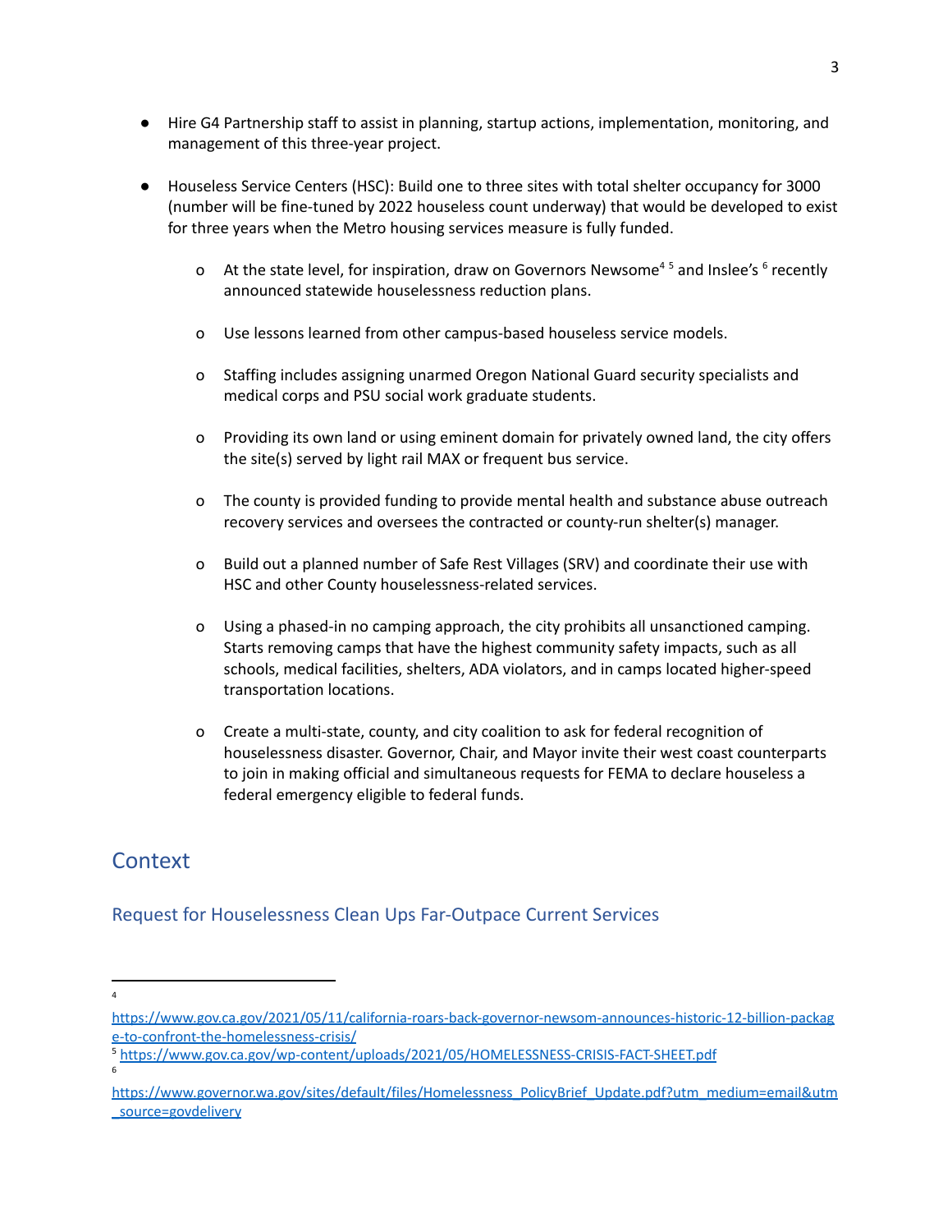- Hire G4 Partnership staff to assist in planning, startup actions, implementation, monitoring, and management of this three-year project.

- Houseless Service Centers (HSC): Build one to three sites with total shelter occupancy for 3000 (number will be fine-tuned by 2022 houseless count underway) that would be developed to exist for three years when the Metro housing services measure is fully funded.

    - At the state level, for inspiration, draw on Governors Newsome[4] [5] and Inslee's [6] recently announced statewide houselessness reduction plans.

    - Use lessons learned from other campus-based houseless service models.

    - Staffing includes assigning unarmed Oregon National Guard security specialists and medical corps and PSU social work graduate students.

    - Providing its own land or using eminent domain for privately owned land, the city offers the site(s) served by light rail MAX or frequent bus service.

    - The county is provided funding to provide mental health and substance abuse outreach recovery services and oversees the contracted or county-run shelter(s) manager.

    - Build out a planned number of Safe Rest Villages (SRV) and coordinate their use with HSC and other County houselessness-related services.

    - Using a phased-in no camping approach, the city prohibits all unsanctioned camping. Starts removing camps that have the highest community safety impacts, such as all schools, medical facilities, shelters, ADA violators, and in camps located higher-speed transportation locations.

    - Create a multi-state, county, and city coalition to ask for federal recognition of houselessness disaster. Governor, Chair, and Mayor invite their west coast counterparts to join in making official and simultaneous requests for FEMA to declare houseless a federal emergency eligible to federal funds.

## Context

### Request for Houselessness Clean Ups Far-Outpace Current Services

[4] https://www.gov.ca.gov/2021/05/11/california-roars-back-governor-newsom-announces-historic-12-billion-package-to-confront-the-homelessness-crisis/

[5] https://www.gov.ca.gov/wp-content/uploads/2021/05/HOMELESSNESS-CRISIS-FACT-SHEET.pdf

[6] https://www.governor.wa.gov/sites/default/files/Homelessness_PolicyBrief_Update.pdf?utm_medium=email&utm_source=govdelivery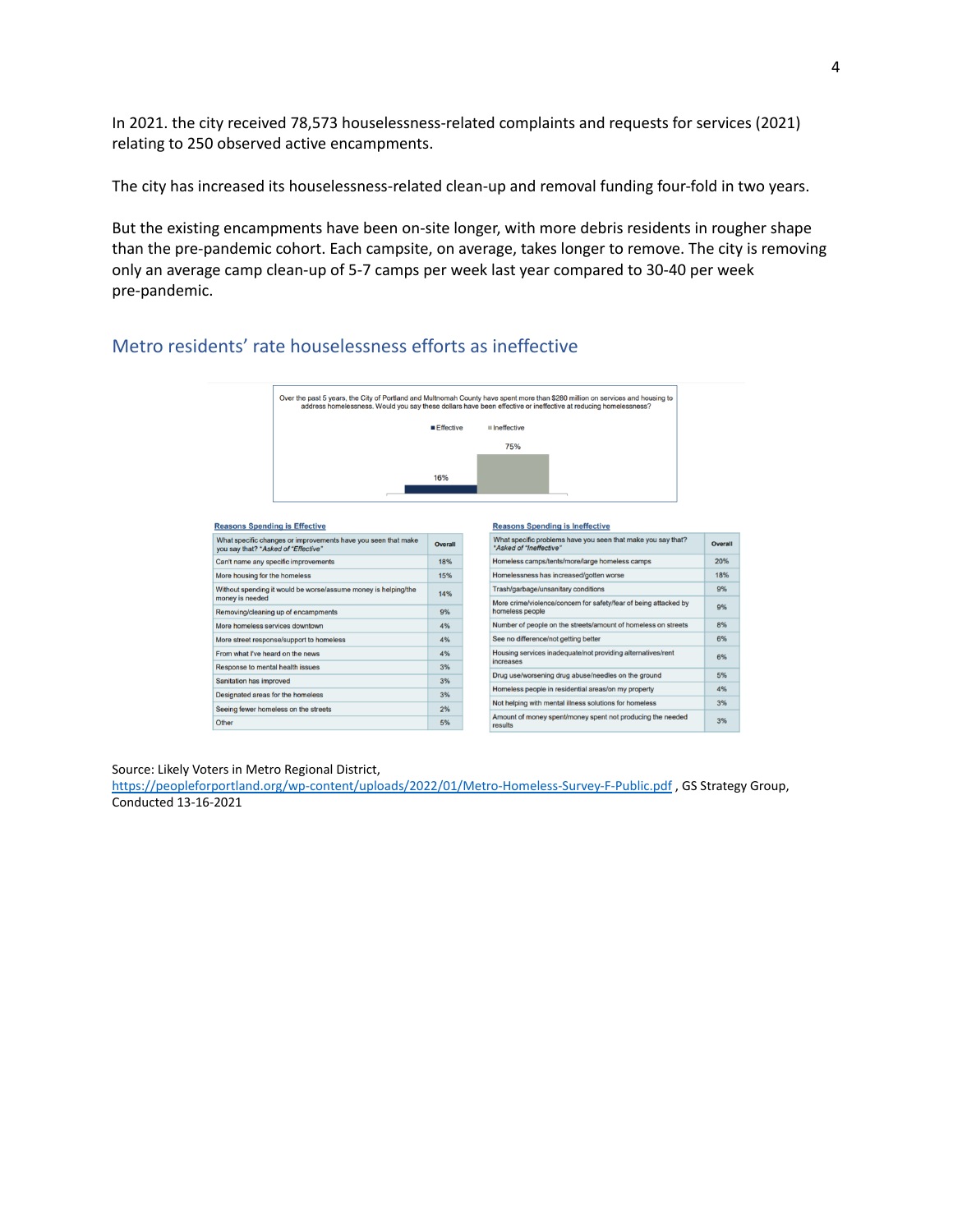In 2021. the city received 78,573 houselessness-related complaints and requests for services (2021) relating to 250 observed active encampments.

The city has increased its houselessness-related clean-up and removal funding four-fold in two years.

But the existing encampments have been on-site longer, with more debris residents in rougher shape than the pre-pandemic cohort. Each campsite, on average, takes longer to remove. The city is removing only an average camp clean-up of 5-7 camps per week last year compared to 30-40 per week pre-pandemic.

## Metro residents' rate houselessness efforts as ineffective

Over the past 5 years, the City of Portland and Multnomah County have spent more than $280 million on services and housing to address homelessness. Would you say these dollars have been effective or ineffective at reducing homelessness?

| Effective | Ineffective |
|---|---|
| 16% | 75% |

**Reasons Spending is Effective**

| What specific changes or improvements have you seen that make you say that? *Asked of "Effective"* | Overall |
|---|---|
| Can't name any specific improvements | 18% |
| More housing for the homeless | 15% |
| Without spending it would be worse/assume money is helping/the money is needed | 14% |
| Removing/cleaning up of encampments | 9% |
| More homeless services downtown | 4% |
| More street response/support to homeless | 4% |
| From what I've heard on the news | 4% |
| Response to mental health issues | 3% |
| Sanitation has improved | 3% |
| Designated areas for the homeless | 3% |
| Seeing fewer homeless on the streets | 2% |
| Other | 5% |

**Reasons Spending is Ineffective**

| What specific problems have you seen that make you say that? *Asked of "Ineffective"* | Overall |
|---|---|
| Homeless camps/tents/more/large homeless camps | 20% |
| Homelessness has increased/gotten worse | 18% |
| Trash/garbage/unsanitary conditions | 9% |
| More crime/violence/concern for safety/fear of being attacked by homeless people | 9% |
| Number of people on the streets/amount of homeless on streets | 8% |
| See no difference/not getting better | 6% |
| Housing services inadequate/not providing alternatives/rent increases | 6% |
| Drug use/worsening drug abuse/needles on the ground | 5% |
| Homeless people in residential areas/on my property | 4% |
| Not helping with mental illness solutions for homeless | 3% |
| Amount of money spent/money spent not producing the needed results | 3% |

Source: Likely Voters in Metro Regional District, https://peopleforportland.org/wp-content/uploads/2022/01/Metro-Homeless-Survey-F-Public.pdf , GS Strategy Group, Conducted 13-16-2021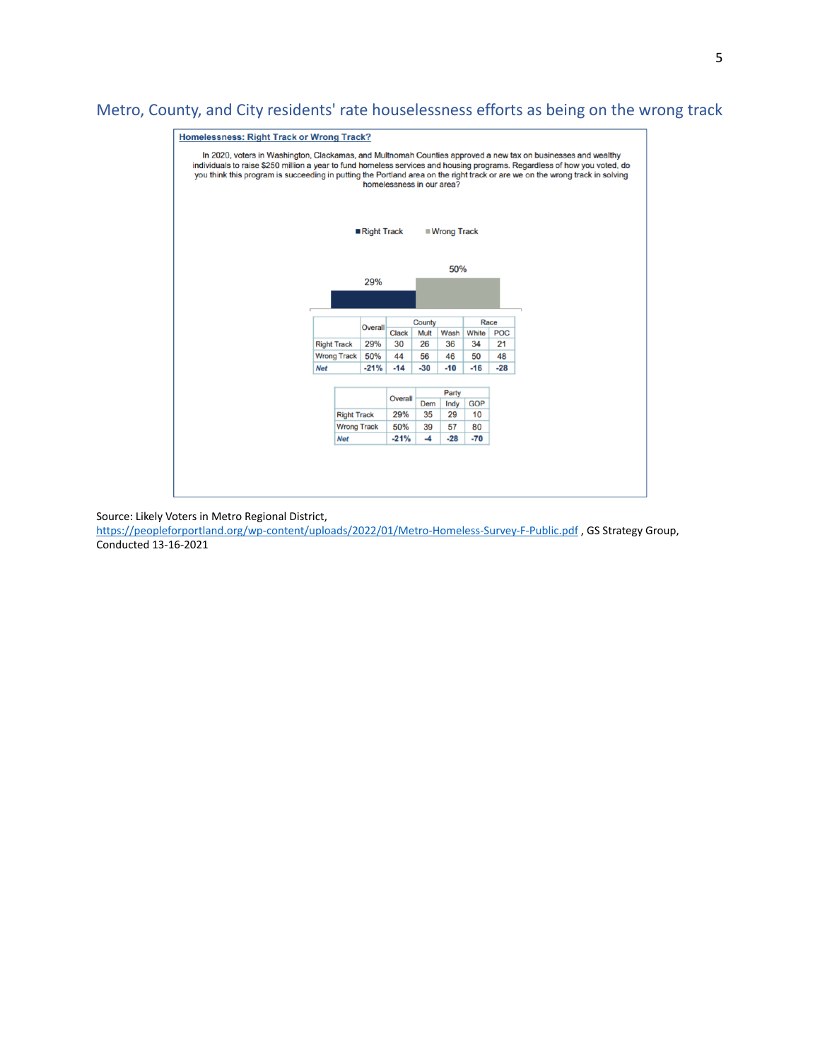## Metro, County, and City residents' rate houselessness efforts as being on the wrong track

**Homelessness: Right Track or Wrong Track?**

In 2020, voters in Washington, Clackamas, and Multnomah Counties approved a new tax on businesses and wealthy individuals to raise $250 million a year to fund homeless services and housing programs. Regardless of how you voted, do you think this program is succeeding in putting the Portland area on the right track or are we on the wrong track in solving homelessness in our area?

Right Track: 29%

Wrong Track: 50%

| | Overall | County | | | Race | |
|---|---|---|---|---|---|---|
| | | Clack | Mult | Wash | White | POC |
| Right Track | 29% | 30 | 26 | 36 | 34 | 21 |
| Wrong Track | 50% | 44 | 56 | 46 | 50 | 48 |
| ***Net*** | **-21%** | **-14** | **-30** | **-10** | **-16** | **-28** |

| | Overall | Party | | |
|---|---|---|---|---|
| | | Dem | Indy | GOP |
| Right Track | 29% | 35 | 29 | 10 |
| Wrong Track | 50% | 39 | 57 | 80 |
| ***Net*** | **-21%** | **-4** | **-28** | **-70** |

Source: Likely Voters in Metro Regional District, https://peopleforportland.org/wp-content/uploads/2022/01/Metro-Homeless-Survey-F-Public.pdf , GS Strategy Group, Conducted 13-16-2021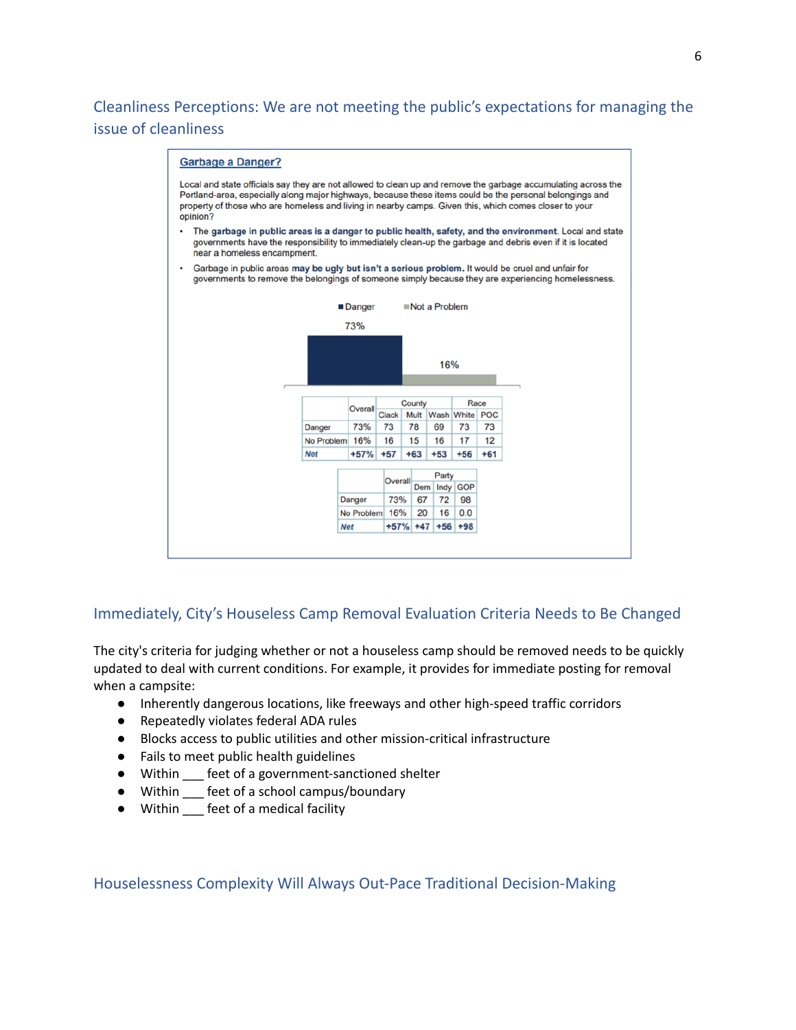## Cleanliness Perceptions: We are not meeting the public's expectations for managing the issue of cleanliness

**Garbage a Danger?**

Local and state officials say they are not allowed to clean up and remove the garbage accumulating across the Portland-area, especially along major highways, because these items could be the personal belongings and property of those who are homeless and living in nearby camps. Given this, which comes closer to your opinion?

- The **garbage in public areas is a danger to public health, safety, and the environment**. Local and state governments have the responsibility to immediately clean-up the garbage and debris even if it is located near a homeless encampment.
- Garbage in public areas **may be ugly but isn't a serious problem.** It would be cruel and unfair for governments to remove the belongings of someone simply because they are experiencing homelessness.

Danger: 73% | Not a Problem: 16%

| | Overall | County | | | Race | |
|---|---|---|---|---|---|---|
| | | Clack | Mult | Wash | White | POC |
| Danger | 73% | 73 | 78 | 69 | 73 | 73 |
| No Problem | 16% | 16 | 15 | 16 | 17 | 12 |
| *Net* | +57% | +57 | +63 | +53 | +56 | +61 |

| | Overall | Party | | |
|---|---|---|---|---|
| | | Dem | Indy | GOP |
| Danger | 73% | 67 | 72 | 98 |
| No Problem | 16% | 20 | 16 | 0.0 |
| *Net* | +57% | +47 | +56 | +98 |

## Immediately, City's Houseless Camp Removal Evaluation Criteria Needs to Be Changed

The city's criteria for judging whether or not a houseless camp should be removed needs to be quickly updated to deal with current conditions. For example, it provides for immediate posting for removal when a campsite:

- Inherently dangerous locations, like freeways and other high-speed traffic corridors
- Repeatedly violates federal ADA rules
- Blocks access to public utilities and other mission-critical infrastructure
- Fails to meet public health guidelines
- Within ___ feet of a government-sanctioned shelter
- Within ___ feet of a school campus/boundary
- Within ___ feet of a medical facility

## Houselessness Complexity Will Always Out-Pace Traditional Decision-Making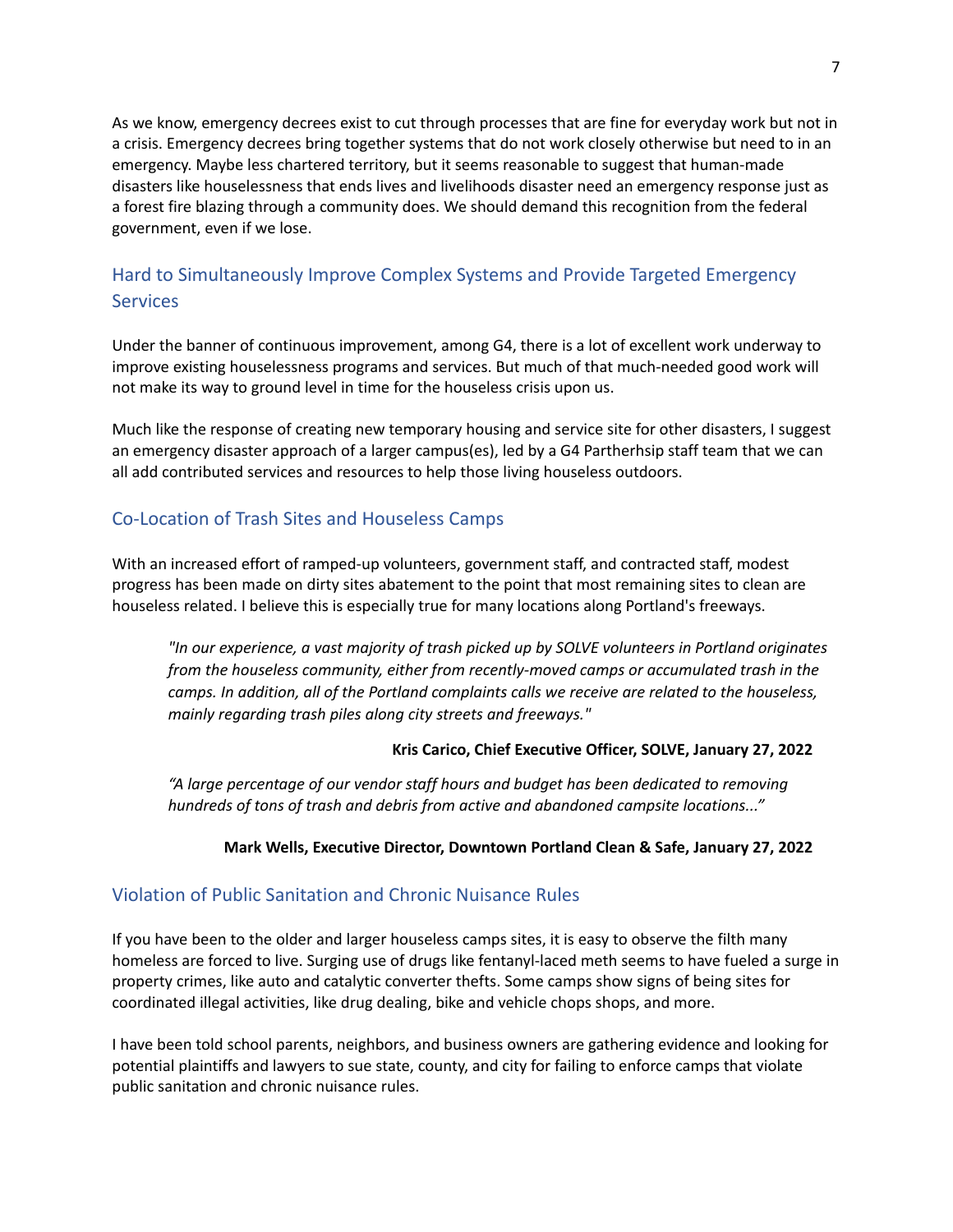As we know, emergency decrees exist to cut through processes that are fine for everyday work but not in a crisis. Emergency decrees bring together systems that do not work closely otherwise but need to in an emergency. Maybe less chartered territory, but it seems reasonable to suggest that human-made disasters like houselessness that ends lives and livelihoods disaster need an emergency response just as a forest fire blazing through a community does. We should demand this recognition from the federal government, even if we lose.

## Hard to Simultaneously Improve Complex Systems and Provide Targeted Emergency Services

Under the banner of continuous improvement, among G4, there is a lot of excellent work underway to improve existing houselessness programs and services. But much of that much-needed good work will not make its way to ground level in time for the houseless crisis upon us.

Much like the response of creating new temporary housing and service site for other disasters, I suggest an emergency disaster approach of a larger campus(es), led by a G4 Partherhsip staff team that we can all add contributed services and resources to help those living houseless outdoors.

## Co-Location of Trash Sites and Houseless Camps

With an increased effort of ramped-up volunteers, government staff, and contracted staff, modest progress has been made on dirty sites abatement to the point that most remaining sites to clean are houseless related. I believe this is especially true for many locations along Portland's freeways.

> *"In our experience, a vast majority of trash picked up by SOLVE volunteers in Portland originates from the houseless community, either from recently-moved camps or accumulated trash in the camps. In addition, all of the Portland complaints calls we receive are related to the houseless, mainly regarding trash piles along city streets and freeways."*
>
> **Kris Carico, Chief Executive Officer, SOLVE, January 27, 2022**

> *"A large percentage of our vendor staff hours and budget has been dedicated to removing hundreds of tons of trash and debris from active and abandoned campsite locations..."*
>
> **Mark Wells, Executive Director, Downtown Portland Clean & Safe, January 27, 2022**

## Violation of Public Sanitation and Chronic Nuisance Rules

If you have been to the older and larger houseless camps sites, it is easy to observe the filth many homeless are forced to live. Surging use of drugs like fentanyl-laced meth seems to have fueled a surge in property crimes, like auto and catalytic converter thefts. Some camps show signs of being sites for coordinated illegal activities, like drug dealing, bike and vehicle chops shops, and more.

I have been told school parents, neighbors, and business owners are gathering evidence and looking for potential plaintiffs and lawyers to sue state, county, and city for failing to enforce camps that violate public sanitation and chronic nuisance rules.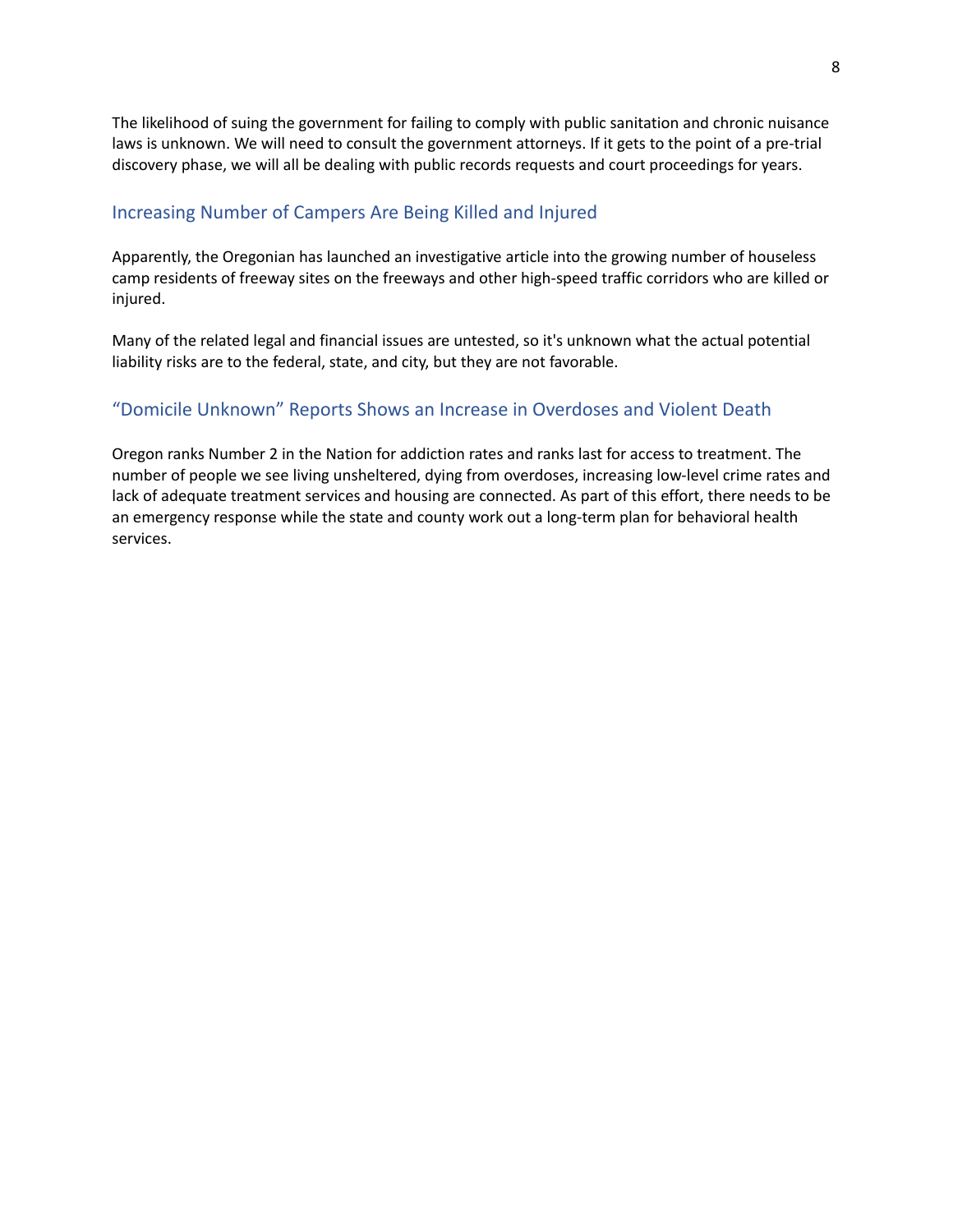The likelihood of suing the government for failing to comply with public sanitation and chronic nuisance laws is unknown. We will need to consult the government attorneys. If it gets to the point of a pre-trial discovery phase, we will all be dealing with public records requests and court proceedings for years.

## Increasing Number of Campers Are Being Killed and Injured

Apparently, the Oregonian has launched an investigative article into the growing number of houseless camp residents of freeway sites on the freeways and other high-speed traffic corridors who are killed or injured.

Many of the related legal and financial issues are untested, so it's unknown what the actual potential liability risks are to the federal, state, and city, but they are not favorable.

## "Domicile Unknown" Reports Shows an Increase in Overdoses and Violent Death

Oregon ranks Number 2 in the Nation for addiction rates and ranks last for access to treatment. The number of people we see living unsheltered, dying from overdoses, increasing low-level crime rates and lack of adequate treatment services and housing are connected. As part of this effort, there needs to be an emergency response while the state and county work out a long-term plan for behavioral health services.